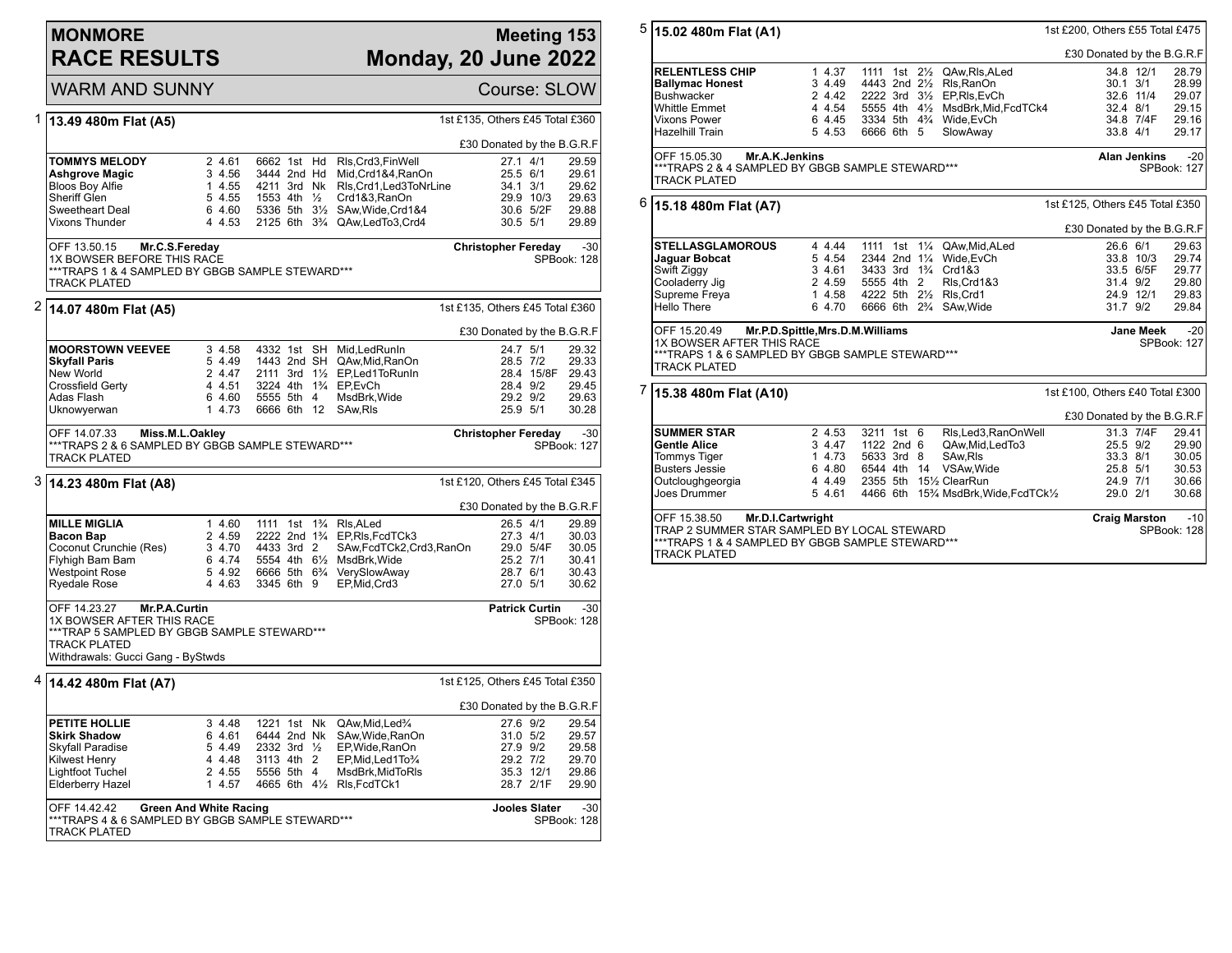# MONMORE RACE RESULTS

## Meeting 153 — Monday, 20 June 2022

WARM AND SUNNY — Course: SLOW

### 1 — 13.49 480m Flat (A5)

1st £135, Others £45 Total £360

£30 Donated by the B.G.R.F

| Greyhound | Trap | Sectional | Bends | Pos | Dist | Remarks | Weight | SP | Time |
|---|---|---|---|---|---|---|---|---|---|
| **TOMMYS MELODY** | 2 | 4.61 | 6662 | 1st | Hd | Rls,Crd3,FinWell | 27.1 | 4/1 | 29.59 |
| **Ashgrove Magic** | 3 | 4.56 | 3444 | 2nd | Hd | Mid,Crd1&4,RanOn | 25.5 | 6/1 | 29.61 |
| Bloos Boy Alfie | 1 | 4.55 | 4211 | 3rd | Nk | Rls,Crd1,Led3ToNrLine | 34.1 | 3/1 | 29.62 |
| Sheriff Glen | 5 | 4.55 | 1553 | 4th | ½ | Crd1&3,RanOn | 29.9 | 10/3 | 29.63 |
| Sweetheart Deal | 6 | 4.60 | 5336 | 5th | 3½ | SAw,Wide,Crd1&4 | 30.6 | 5/2F | 29.88 |
| Vixons Thunder | 4 | 4.53 | 2125 | 6th | 3¾ | QAw,LedTo3,Crd4 | 30.5 | 5/1 | 29.89 |

OFF 13.50.15 **Mr.C.S.Fereday** — **Christopher Fereday** -30

1X BOWSER BEFORE THIS RACE — SPBook: 128

***TRAPS 1 & 4 SAMPLED BY GBGB SAMPLE STEWARD***

TRACK PLATED

### 2 — 14.07 480m Flat (A5)

1st £135, Others £45 Total £360

£30 Donated by the B.G.R.F

| Greyhound | Trap | Sectional | Bends | Pos | Dist | Remarks | Weight | SP | Time |
|---|---|---|---|---|---|---|---|---|---|
| **MOORSTOWN VEEVEE** | 3 | 4.58 | 4332 | 1st | SH | Mid,LedRunIn | 24.7 | 5/1 | 29.32 |
| **Skyfall Paris** | 5 | 4.49 | 1443 | 2nd | SH | QAw,Mid,RanOn | 28.5 | 7/2 | 29.33 |
| New World | 2 | 4.47 | 2111 | 3rd | 1½ | EP,Led1ToRunIn | 28.4 | 15/8F | 29.43 |
| Crossfield Gerty | 4 | 4.51 | 3224 | 4th | 1¾ | EP,EvCh | 28.4 | 9/2 | 29.45 |
| Adas Flash | 6 | 4.60 | 5555 | 5th | 4 | MsdBrk,Wide | 29.2 | 9/2 | 29.63 |
| Uknowyerwan | 1 | 4.73 | 6666 | 6th | 12 | SAw,Rls | 25.9 | 5/1 | 30.28 |

OFF 14.07.33 **Miss.M.L.Oakley** — **Christopher Fereday** -30

***TRAPS 2 & 6 SAMPLED BY GBGB SAMPLE STEWARD*** — SPBook: 127

TRACK PLATED

### 3 — 14.23 480m Flat (A8)

1st £120, Others £45 Total £345

£30 Donated by the B.G.R.F

| Greyhound | Trap | Sectional | Bends | Pos | Dist | Remarks | Weight | SP | Time |
|---|---|---|---|---|---|---|---|---|---|
| **MILLE MIGLIA** | 1 | 4.60 | 1111 | 1st | 1¾ | Rls,ALed | 26.5 | 4/1 | 29.89 |
| **Bacon Bap** | 2 | 4.59 | 2222 | 2nd | 1¾ | EP,Rls,FcdTCk3 | 27.3 | 4/1 | 30.03 |
| Coconut Crunchie (Res) | 3 | 4.70 | 4433 | 3rd | 2 | SAw,FcdTCk2,Crd3,RanOn | 29.0 | 5/4F | 30.05 |
| Flyhigh Bam Bam | 6 | 4.74 | 5554 | 4th | 6½ | MsdBrk,Wide | 25.2 | 7/1 | 30.41 |
| Westpoint Rose | 5 | 4.92 | 6666 | 5th | 6¾ | VerySlowAway | 28.7 | 6/1 | 30.43 |
| Ryedale Rose | 4 | 4.63 | 3345 | 6th | 9 | EP,Mid,Crd3 | 27.0 | 5/1 | 30.62 |

OFF 14.23.27 **Mr.P.A.Curtin** — **Patrick Curtin** -30

1X BOWSER AFTER THIS RACE — SPBook: 128

***TRAP 5 SAMPLED BY GBGB SAMPLE STEWARD***

TRACK PLATED

Withdrawals: Gucci Gang - ByStwds

### 4 — 14.42 480m Flat (A7)

1st £125, Others £45 Total £350

£30 Donated by the B.G.R.F

| Greyhound | Trap | Sectional | Bends | Pos | Dist | Remarks | Weight | SP | Time |
|---|---|---|---|---|---|---|---|---|---|
| **PETITE HOLLIE** | 3 | 4.48 | 1221 | 1st | Nk | QAw,Mid,Led¾ | 27.6 | 9/2 | 29.54 |
| **Skirk Shadow** | 6 | 4.61 | 6444 | 2nd | Nk | SAw,Wide,RanOn | 31.0 | 5/2 | 29.57 |
| Skyfall Paradise | 5 | 4.49 | 2332 | 3rd | ½ | EP,Wide,RanOn | 27.9 | 9/2 | 29.58 |
| Kilwest Henry | 4 | 4.48 | 3113 | 4th | 2 | EP,Mid,Led1To¾ | 29.2 | 7/2 | 29.70 |
| Lightfoot Tuchel | 2 | 4.55 | 5556 | 5th | 4 | MsdBrk,MidToRls | 35.3 | 12/1 | 29.86 |
| Elderberry Hazel | 1 | 4.57 | 4665 | 6th | 4½ | Rls,FcdTCk1 | 28.7 | 2/1F | 29.90 |

OFF 14.42.42 **Green And White Racing** — **Jooles Slater** -30

***TRAPS 4 & 6 SAMPLED BY GBGB SAMPLE STEWARD*** — SPBook: 128

TRACK PLATED

### 5 — 15.02 480m Flat (A1)

1st £200, Others £55 Total £475

£30 Donated by the B.G.R.F

| Greyhound | Trap | Sectional | Bends | Pos | Dist | Remarks | Weight | SP | Time |
|---|---|---|---|---|---|---|---|---|---|
| **RELENTLESS CHIP** | 1 | 4.37 | 1111 | 1st | 2½ | QAw,Rls,ALed | 34.8 | 12/1 | 28.79 |
| **Ballymac Honest** | 3 | 4.49 | 4443 | 2nd | 2½ | Rls,RanOn | 30.1 | 3/1 | 28.99 |
| Bushwacker | 2 | 4.42 | 2222 | 3rd | 3½ | EP,Rls,EvCh | 32.6 | 11/4 | 29.07 |
| Whittle Emmet | 4 | 4.54 | 5555 | 4th | 4½ | MsdBrk,Mid,FcdTCk4 | 32.4 | 8/1 | 29.15 |
| Vixons Power | 6 | 4.45 | 3334 | 5th | 4¾ | Wide,EvCh | 34.8 | 7/4F | 29.16 |
| Hazelhill Train | 5 | 4.53 | 6666 | 6th | 5 | SlowAway | 33.8 | 4/1 | 29.17 |

OFF 15.05.30 **Mr.A.K.Jenkins** — **Alan Jenkins** -20

***TRAPS 2 & 4 SAMPLED BY GBGB SAMPLE STEWARD*** — SPBook: 127

TRACK PLATED

### 6 — 15.18 480m Flat (A7)

1st £125, Others £45 Total £350

£30 Donated by the B.G.R.F

| Greyhound | Trap | Sectional | Bends | Pos | Dist | Remarks | Weight | SP | Time |
|---|---|---|---|---|---|---|---|---|---|
| **STELLASGLAMOROUS** | 4 | 4.44 | 1111 | 1st | 1¼ | QAw,Mid,ALed | 26.6 | 6/1 | 29.63 |
| **Jaguar Bobcat** | 5 | 4.54 | 2344 | 2nd | 1¼ | Wide,EvCh | 33.8 | 10/3 | 29.74 |
| Swift Ziggy | 3 | 4.61 | 3433 | 3rd | 1¾ | Crd1&3 | 33.5 | 6/5F | 29.77 |
| Cooladerry Jig | 2 | 4.59 | 5555 | 4th | 2 | Rls,Crd1&3 | 31.4 | 9/2 | 29.80 |
| Supreme Freya | 1 | 4.58 | 4222 | 5th | 2½ | Rls,Crd1 | 24.9 | 12/1 | 29.83 |
| Hello There | 6 | 4.70 | 6666 | 6th | 2¾ | SAw,Wide | 31.7 | 9/2 | 29.84 |

OFF 15.20.49 **Mr.P.D.Spittle,Mrs.D.M.Williams** — **Jane Meek** -20

1X BOWSER AFTER THIS RACE — SPBook: 127

***TRAPS 1 & 6 SAMPLED BY GBGB SAMPLE STEWARD***

TRACK PLATED

### 7 — 15.38 480m Flat (A10)

1st £100, Others £40 Total £300

£30 Donated by the B.G.R.F

| Greyhound | Trap | Sectional | Bends | Pos | Dist | Remarks | Weight | SP | Time |
|---|---|---|---|---|---|---|---|---|---|
| **SUMMER STAR** | 2 | 4.53 | 3211 | 1st | 6 | Rls,Led3,RanOnWell | 31.3 | 7/4F | 29.41 |
| **Gentle Alice** | 3 | 4.47 | 1122 | 2nd | 6 | QAw,Mid,LedTo3 | 25.5 | 9/2 | 29.90 |
| Tommys Tiger | 1 | 4.73 | 5633 | 3rd | 8 | SAw,Rls | 33.3 | 8/1 | 30.05 |
| Busters Jessie | 6 | 4.80 | 6544 | 4th | 14 | VSAw,Wide | 25.8 | 5/1 | 30.53 |
| Outcloughgeorgia | 4 | 4.49 | 2355 | 5th | 15½ | ClearRun | 24.9 | 7/1 | 30.66 |
| Joes Drummer | 5 | 4.61 | 4466 | 6th | 15¾ | MsdBrk,Wide,FcdTCk½ | 29.0 | 2/1 | 30.68 |

OFF 15.38.50 **Mr.D.I.Cartwright** — **Craig Marston** -10

TRAP 2 SUMMER STAR SAMPLED BY LOCAL STEWARD — SPBook: 128

***TRAPS 1 & 4 SAMPLED BY GBGB SAMPLE STEWARD***

TRACK PLATED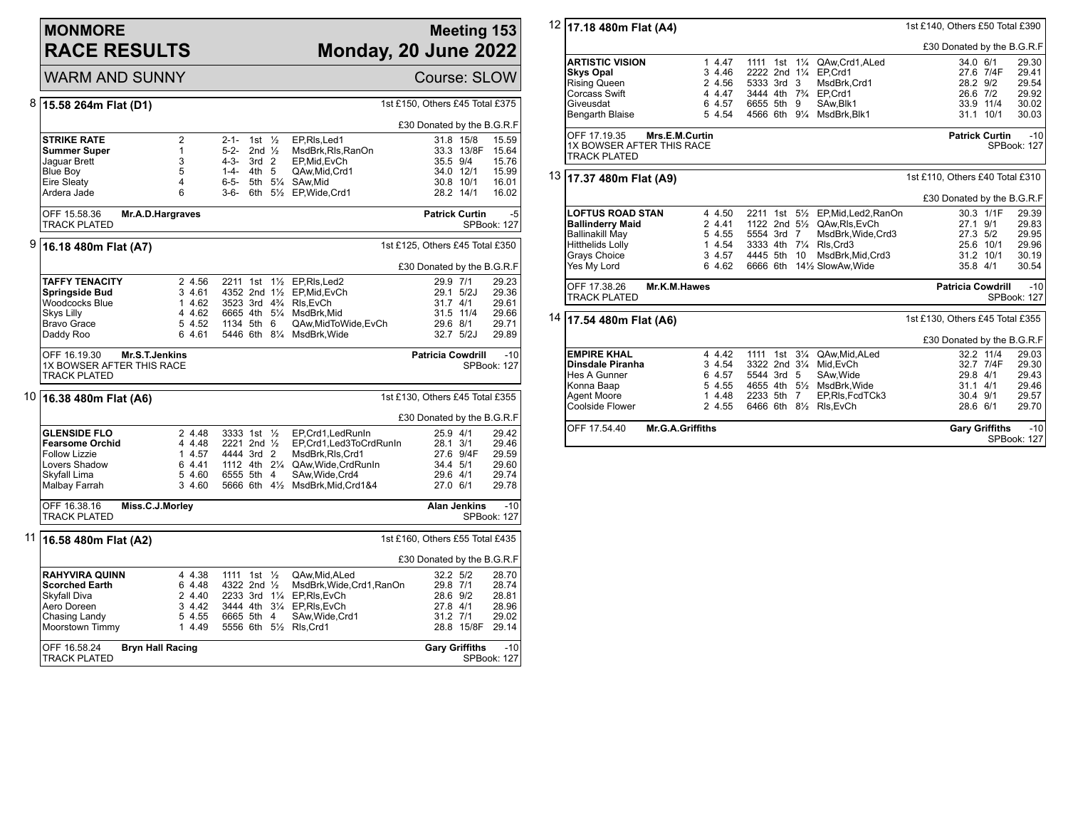# MONMORE RACE RESULTS

## Meeting 153 Monday, 20 June 2022

WARM AND SUNNY — Course: SLOW

### 8 — 15.58 264m Flat (D1)

1st £150, Others £45 Total £375 — £30 Donated by the B.G.R.F

| | | | | | | | | | | |
|---|---|---|---|---|---|---|---|---|---|---|
| **STRIKE RATE** | 2 | | 2-1- | 1st | ½ | EP,Rls,Led1 | 31.8 | 15/8 | 15.59 |
| **Summer Super** | 1 | | 5-2- | 2nd | ½ | MsdBrk,Rls,RanOn | 33.3 | 13/8F | 15.64 |
| Jaguar Brett | 3 | | 4-3- | 3rd | 2 | EP,Mid,EvCh | 35.5 | 9/4 | 15.76 |
| Blue Boy | 5 | | 1-4- | 4th | 5 | QAw,Mid,Crd1 | 34.0 | 12/1 | 15.99 |
| Eire Sleaty | 4 | | 6-5- | 5th | 5¼ | SAw,Mid | 30.8 | 10/1 | 16.01 |
| Ardera Jade | 6 | | 3-6- | 6th | 5½ | EP,Wide,Crd1 | 28.2 | 14/1 | 16.02 |

OFF 15.58.36 Mr.A.D.Hargraves — Patrick Curtin -5
TRACK PLATED — SPBook: 127

### 9 — 16.18 480m Flat (A7)

1st £125, Others £45 Total £350 — £30 Donated by the B.G.R.F

| | | | | | | | | | | |
|---|---|---|---|---|---|---|---|---|---|---|
| **TAFFY TENACITY** | 2 | 4.56 | 2211 | 1st | 1½ | EP,Rls,Led2 | 29.9 | 7/1 | 29.23 |
| **Springside Bud** | 3 | 4.61 | 4352 | 2nd | 1½ | EP,Mid,EvCh | 29.1 | 5/2J | 29.36 |
| Woodcocks Blue | 1 | 4.62 | 3523 | 3rd | 4¾ | Rls,EvCh | 31.7 | 4/1 | 29.61 |
| Skys Lilly | 4 | 4.62 | 6665 | 4th | 5¼ | MsdBrk,Mid | 31.5 | 11/4 | 29.66 |
| Bravo Grace | 5 | 4.52 | 1134 | 5th | 6 | QAw,MidToWide,EvCh | 29.6 | 8/1 | 29.71 |
| Daddy Roo | 6 | 4.61 | 5446 | 6th | 8¼ | MsdBrk,Wide | 32.7 | 5/2J | 29.89 |

OFF 16.19.30 Mr.S.T.Jenkins — Patricia Cowdrill -10
1X BOWSER AFTER THIS RACE — SPBook: 127
TRACK PLATED

### 10 — 16.38 480m Flat (A6)

1st £130, Others £45 Total £355 — £30 Donated by the B.G.R.F

| | | | | | | | | | | |
|---|---|---|---|---|---|---|---|---|---|---|
| **GLENSIDE FLO** | 2 | 4.48 | 3333 | 1st | ½ | EP,Crd1,LedRunIn | 25.9 | 4/1 | 29.42 |
| **Fearsome Orchid** | 4 | 4.48 | 2221 | 2nd | ½ | EP,Crd1,Led3ToCrdRunIn | 28.1 | 3/1 | 29.46 |
| Follow Lizzie | 1 | 4.57 | 4444 | 3rd | 2 | MsdBrk,Rls,Crd1 | 27.6 | 9/4F | 29.59 |
| Lovers Shadow | 6 | 4.41 | 1112 | 4th | 2¼ | QAw,Wide,CrdRunIn | 34.4 | 5/1 | 29.60 |
| Skyfall Lima | 5 | 4.60 | 6555 | 5th | 4 | SAw,Wide,Crd4 | 29.6 | 4/1 | 29.74 |
| Malbay Farrah | 3 | 4.60 | 5666 | 6th | 4½ | MsdBrk,Mid,Crd1&4 | 27.0 | 6/1 | 29.78 |

OFF 16.38.16 Miss.C.J.Morley — Alan Jenkins -10
TRACK PLATED — SPBook: 127

### 11 — 16.58 480m Flat (A2)

1st £160, Others £55 Total £435 — £30 Donated by the B.G.R.F

| | | | | | | | | | | |
|---|---|---|---|---|---|---|---|---|---|---|
| **RAHYVIRA QUINN** | 4 | 4.38 | 1111 | 1st | ½ | QAw,Mid,ALed | 32.2 | 5/2 | 28.70 |
| **Scorched Earth** | 6 | 4.48 | 4322 | 2nd | ½ | MsdBrk,Wide,Crd1,RanOn | 29.8 | 7/1 | 28.74 |
| Skyfall Diva | 2 | 4.40 | 2233 | 3rd | 1¼ | EP,Rls,EvCh | 28.6 | 9/2 | 28.81 |
| Aero Doreen | 3 | 4.42 | 3444 | 4th | 3¼ | EP,Rls,EvCh | 27.8 | 4/1 | 28.96 |
| Chasing Landy | 5 | 4.55 | 6665 | 5th | 4 | SAw,Wide,Crd1 | 31.2 | 7/1 | 29.02 |
| Moorstown Timmy | 1 | 4.49 | 5556 | 6th | 5½ | Rls,Crd1 | 28.8 | 15/8F | 29.14 |

OFF 16.58.24 Bryn Hall Racing — Gary Griffiths -10
TRACK PLATED — SPBook: 127

### 12 — 17.18 480m Flat (A4)

1st £140, Others £50 Total £390 — £30 Donated by the B.G.R.F

| | | | | | | | | | | |
|---|---|---|---|---|---|---|---|---|---|---|
| **ARTISTIC VISION** | 1 | 4.47 | 1111 | 1st | 1¼ | QAw,Crd1,ALed | 34.0 | 6/1 | 29.30 |
| **Skys Opal** | 3 | 4.46 | 2222 | 2nd | 1¼ | EP,Crd1 | 27.6 | 7/4F | 29.41 |
| Rising Queen | 2 | 4.56 | 5333 | 3rd | 3 | MsdBrk,Crd1 | 28.2 | 9/2 | 29.54 |
| Corcass Swift | 4 | 4.47 | 3444 | 4th | 7¾ | EP,Crd1 | 26.6 | 7/2 | 29.92 |
| Giveusdat | 6 | 4.57 | 6655 | 5th | 9 | SAw,Blk1 | 33.9 | 11/4 | 30.02 |
| Bengarth Blaise | 5 | 4.54 | 4566 | 6th | 9¼ | MsdBrk,Blk1 | 31.1 | 10/1 | 30.03 |

OFF 17.19.35 Mrs.E.M.Curtin — Patrick Curtin -10
1X BOWSER AFTER THIS RACE — SPBook: 127
TRACK PLATED

### 13 — 17.37 480m Flat (A9)

1st £110, Others £40 Total £310 — £30 Donated by the B.G.R.F

| | | | | | | | | | | |
|---|---|---|---|---|---|---|---|---|---|---|
| **LOFTUS ROAD STAN** | 4 | 4.50 | 2211 | 1st | 5½ | EP,Mid,Led2,RanOn | 30.3 | 1/1F | 29.39 |
| **Ballinderry Maid** | 2 | 4.41 | 1122 | 2nd | 5½ | QAw,Rls,EvCh | 27.1 | 9/1 | 29.83 |
| Ballinakill May | 5 | 4.55 | 5554 | 3rd | 7 | MsdBrk,Wide,Crd3 | 27.3 | 5/2 | 29.95 |
| Hitthelids Lolly | 1 | 4.54 | 3333 | 4th | 7¼ | Rls,Crd3 | 25.6 | 10/1 | 29.96 |
| Grays Choice | 3 | 4.57 | 4445 | 5th | 10 | MsdBrk,Mid,Crd3 | 31.2 | 10/1 | 30.19 |
| Yes My Lord | 6 | 4.62 | 6666 | 6th | 14½ | SlowAw,Wide | 35.8 | 4/1 | 30.54 |

OFF 17.38.26 Mr.K.M.Hawes — Patricia Cowdrill -10
TRACK PLATED — SPBook: 127

### 14 — 17.54 480m Flat (A6)

1st £130, Others £45 Total £355 — £30 Donated by the B.G.R.F

| | | | | | | | | | | |
|---|---|---|---|---|---|---|---|---|---|---|
| **EMPIRE KHAL** | 4 | 4.42 | 1111 | 1st | 3¼ | QAw,Mid,ALed | 32.2 | 11/4 | 29.03 |
| **Dinsdale Piranha** | 3 | 4.54 | 3322 | 2nd | 3¼ | Mid,EvCh | 32.7 | 7/4F | 29.30 |
| Hes A Gunner | 6 | 4.57 | 5544 | 3rd | 5 | SAw,Wide | 29.8 | 4/1 | 29.43 |
| Konna Baap | 5 | 4.55 | 4655 | 4th | 5½ | MsdBrk,Wide | 31.1 | 4/1 | 29.46 |
| Agent Moore | 1 | 4.48 | 2233 | 5th | 7 | EP,Rls,FcdTCk3 | 30.4 | 9/1 | 29.57 |
| Coolside Flower | 2 | 4.55 | 6466 | 6th | 8½ | Rls,EvCh | 28.6 | 6/1 | 29.70 |

OFF 17.54.40 Mr.G.A.Griffiths — Gary Griffiths -10
SPBook: 127